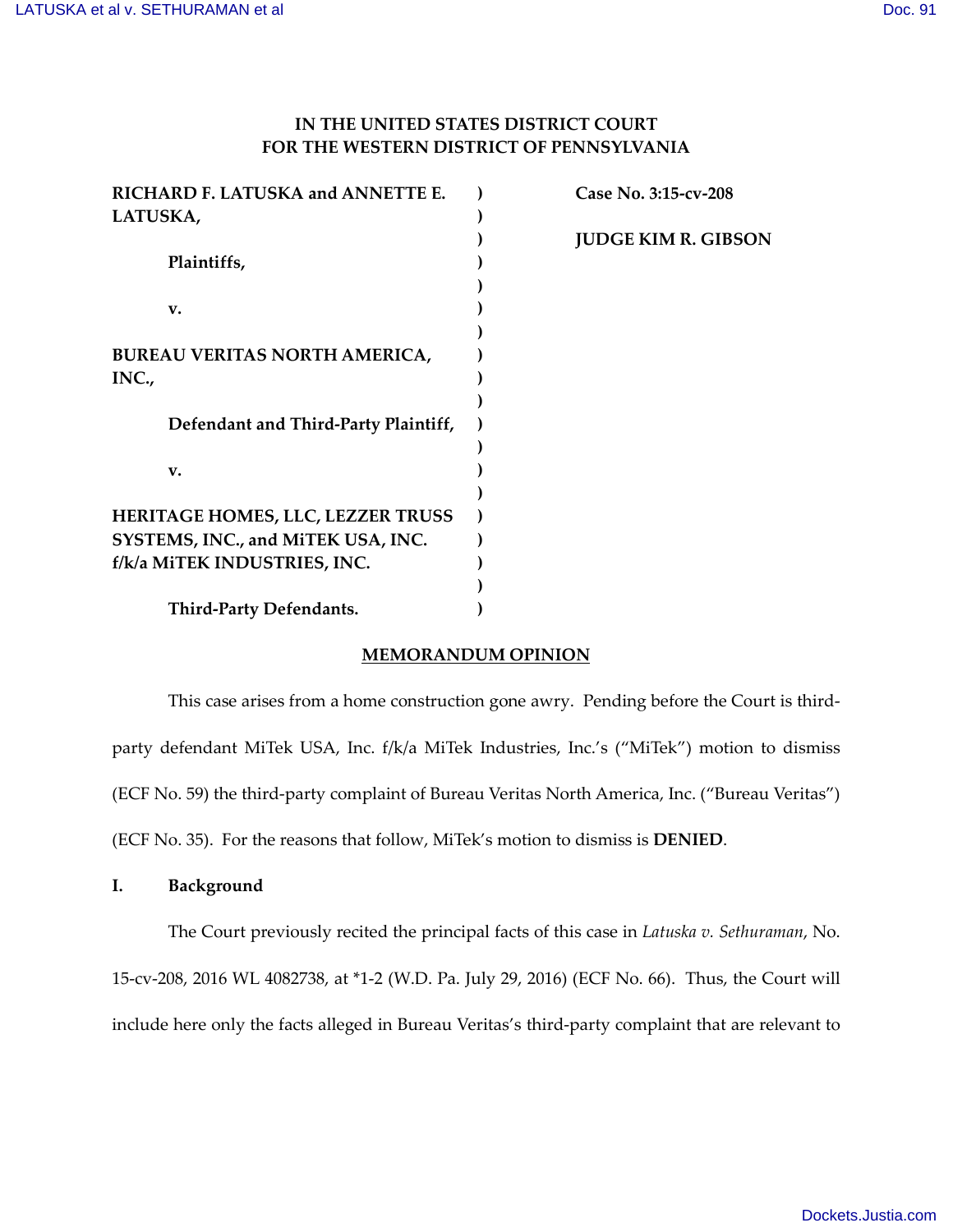# IN THE UNITED STATES DISTRICT COURT FOR THE WESTERN DISTRICT OF PENNSYLVANIA

| | | |
|---|---|---|
| **RICHARD F. LATUSKA and ANNETTE E. LATUSKA,** | ) | **Case No. 3:15-cv-208** |
| | ) | |
| **Plaintiffs,** | ) | **JUDGE KIM R. GIBSON** |
| | ) | |
| **v.** | ) | |
| | ) | |
| **BUREAU VERITAS NORTH AMERICA, INC.,** | ) | |
| | ) | |
| **Defendant and Third-Party Plaintiff,** | ) | |
| | ) | |
| **v.** | ) | |
| | ) | |
| **HERITAGE HOMES, LLC, LEZZER TRUSS SYSTEMS, INC., and MiTEK USA, INC. f/k/a MiTEK INDUSTRIES, INC.** | ) | |
| | ) | |
| **Third-Party Defendants.** | ) | |

## MEMORANDUM OPINION

This case arises from a home construction gone awry. Pending before the Court is third-party defendant MiTek USA, Inc. f/k/a MiTek Industries, Inc.'s ("MiTek") motion to dismiss (ECF No. 59) the third-party complaint of Bureau Veritas North America, Inc. ("Bureau Veritas") (ECF No. 35). For the reasons that follow, MiTek's motion to dismiss is **DENIED**.

## I. Background

The Court previously recited the principal facts of this case in *Latuska v. Sethuraman*, No. 15-cv-208, 2016 WL 4082738, at *1-2 (W.D. Pa. July 29, 2016) (ECF No. 66). Thus, the Court will include here only the facts alleged in Bureau Veritas's third-party complaint that are relevant to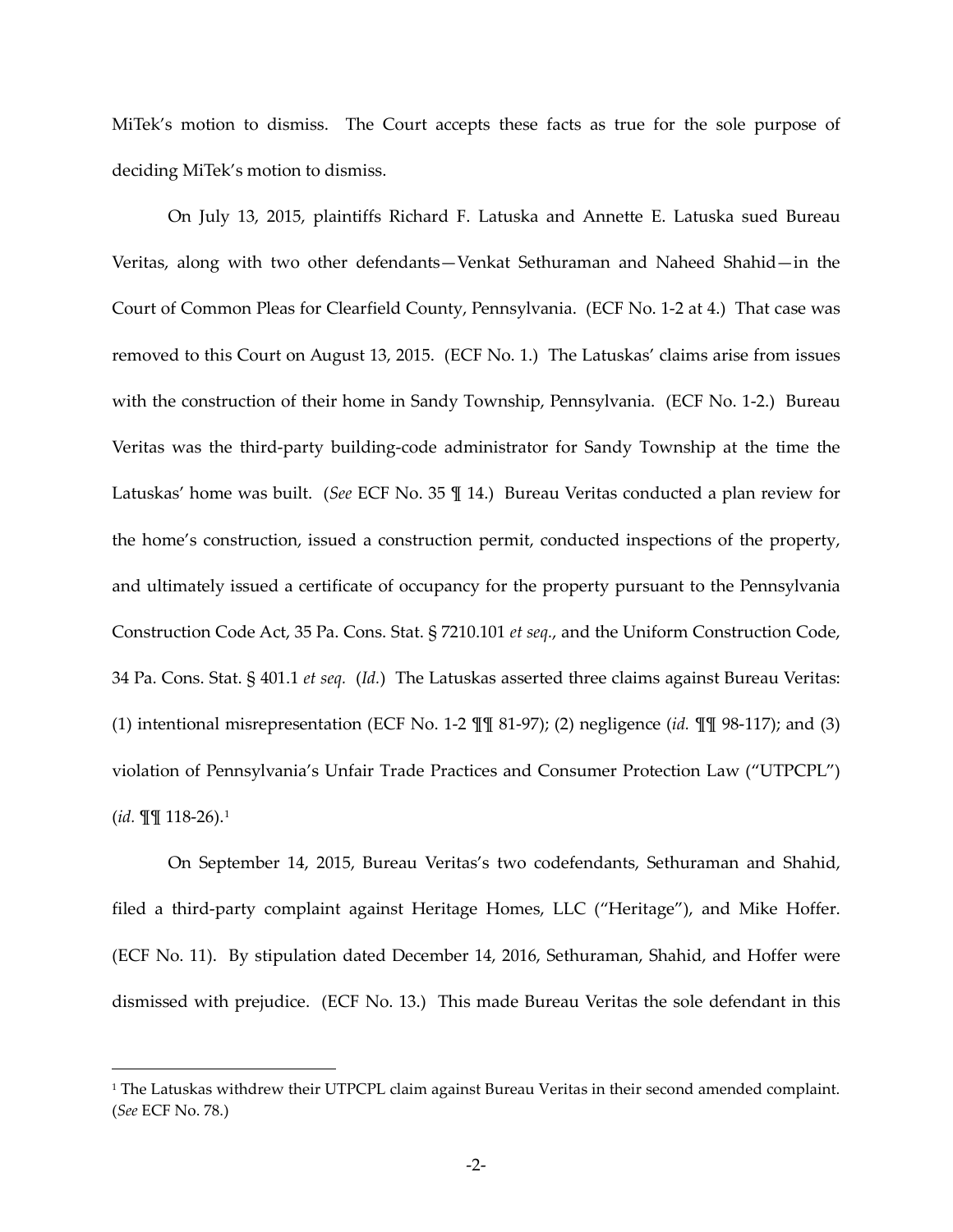MiTek's motion to dismiss. The Court accepts these facts as true for the sole purpose of deciding MiTek's motion to dismiss.

On July 13, 2015, plaintiffs Richard F. Latuska and Annette E. Latuska sued Bureau Veritas, along with two other defendants—Venkat Sethuraman and Naheed Shahid—in the Court of Common Pleas for Clearfield County, Pennsylvania. (ECF No. 1-2 at 4.) That case was removed to this Court on August 13, 2015. (ECF No. 1.) The Latuskas' claims arise from issues with the construction of their home in Sandy Township, Pennsylvania. (ECF No. 1-2.) Bureau Veritas was the third-party building-code administrator for Sandy Township at the time the Latuskas' home was built. (*See* ECF No. 35 ¶ 14.) Bureau Veritas conducted a plan review for the home's construction, issued a construction permit, conducted inspections of the property, and ultimately issued a certificate of occupancy for the property pursuant to the Pennsylvania Construction Code Act, 35 Pa. Cons. Stat. § 7210.101 *et seq.*, and the Uniform Construction Code, 34 Pa. Cons. Stat. § 401.1 *et seq.* (*Id.*) The Latuskas asserted three claims against Bureau Veritas: (1) intentional misrepresentation (ECF No. 1-2 ¶¶ 81-97); (2) negligence (*id.* ¶¶ 98-117); and (3) violation of Pennsylvania's Unfair Trade Practices and Consumer Protection Law ("UTPCPL") (*id.* ¶¶ 118-26).[1]

On September 14, 2015, Bureau Veritas's two codefendants, Sethuraman and Shahid, filed a third-party complaint against Heritage Homes, LLC ("Heritage"), and Mike Hoffer. (ECF No. 11). By stipulation dated December 14, 2016, Sethuraman, Shahid, and Hoffer were dismissed with prejudice. (ECF No. 13.) This made Bureau Veritas the sole defendant in this

---

[1] The Latuskas withdrew their UTPCPL claim against Bureau Veritas in their second amended complaint. (*See* ECF No. 78.)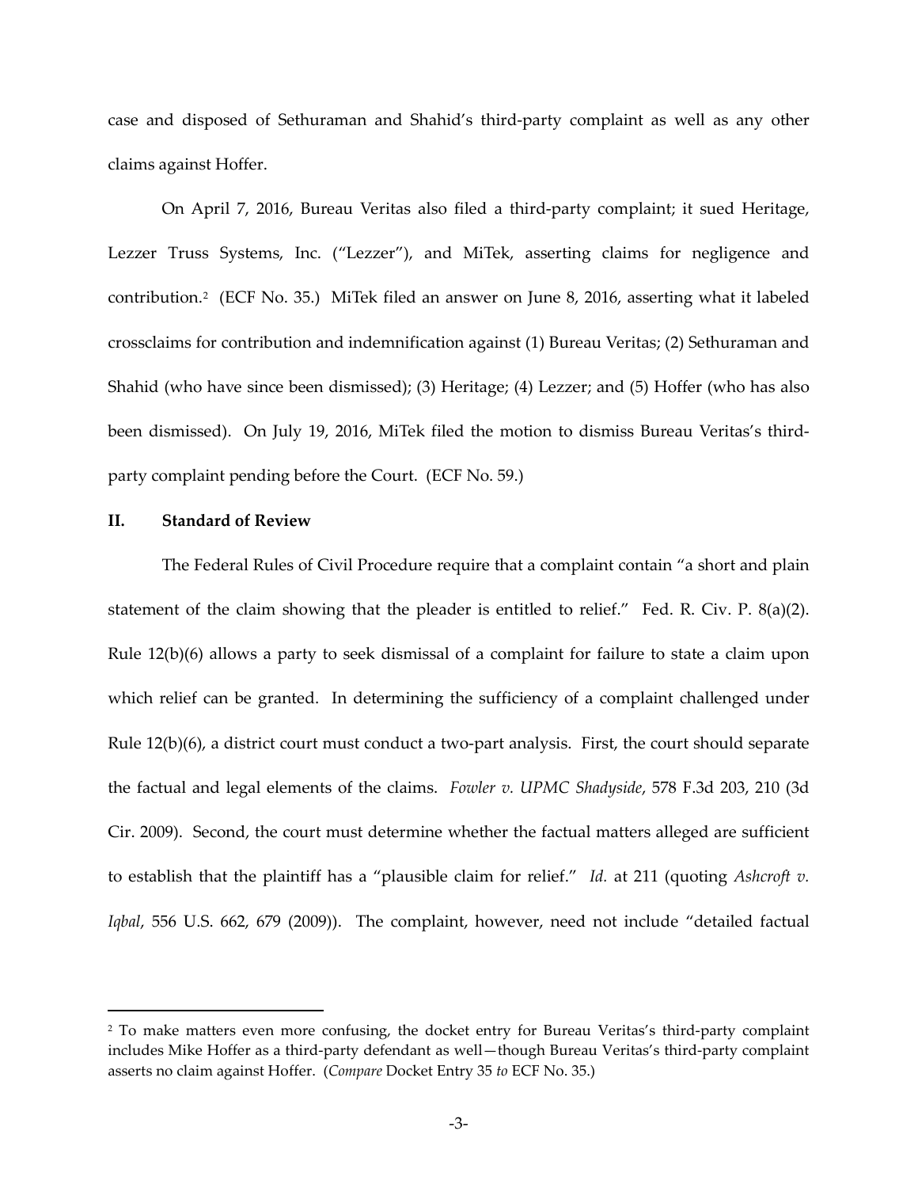case and disposed of Sethuraman and Shahid's third-party complaint as well as any other claims against Hoffer.

On April 7, 2016, Bureau Veritas also filed a third-party complaint; it sued Heritage, Lezzer Truss Systems, Inc. ("Lezzer"), and MiTek, asserting claims for negligence and contribution.[2] (ECF No. 35.) MiTek filed an answer on June 8, 2016, asserting what it labeled crossclaims for contribution and indemnification against (1) Bureau Veritas; (2) Sethuraman and Shahid (who have since been dismissed); (3) Heritage; (4) Lezzer; and (5) Hoffer (who has also been dismissed). On July 19, 2016, MiTek filed the motion to dismiss Bureau Veritas's third-party complaint pending before the Court. (ECF No. 59.)

## II. Standard of Review

The Federal Rules of Civil Procedure require that a complaint contain "a short and plain statement of the claim showing that the pleader is entitled to relief." Fed. R. Civ. P. 8(a)(2). Rule 12(b)(6) allows a party to seek dismissal of a complaint for failure to state a claim upon which relief can be granted. In determining the sufficiency of a complaint challenged under Rule 12(b)(6), a district court must conduct a two-part analysis. First, the court should separate the factual and legal elements of the claims. *Fowler v. UPMC Shadyside*, 578 F.3d 203, 210 (3d Cir. 2009). Second, the court must determine whether the factual matters alleged are sufficient to establish that the plaintiff has a "plausible claim for relief." *Id.* at 211 (quoting *Ashcroft v. Iqbal*, 556 U.S. 662, 679 (2009)). The complaint, however, need not include "detailed factual

---

[2] To make matters even more confusing, the docket entry for Bureau Veritas's third-party complaint includes Mike Hoffer as a third-party defendant as well—though Bureau Veritas's third-party complaint asserts no claim against Hoffer. (*Compare* Docket Entry 35 *to* ECF No. 35.)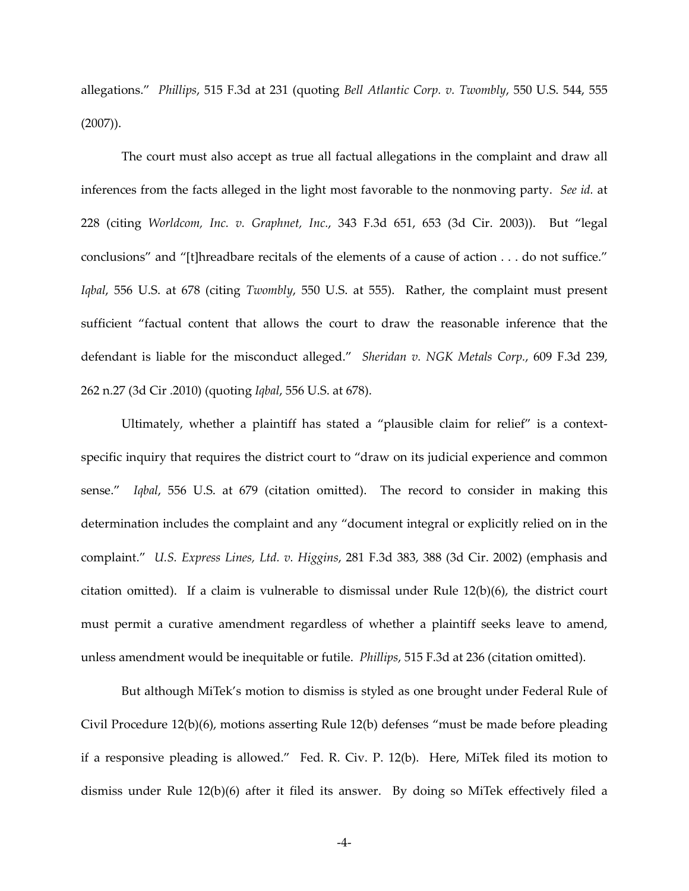allegations." *Phillips*, 515 F.3d at 231 (quoting *Bell Atlantic Corp. v. Twombly*, 550 U.S. 544, 555 (2007)).

The court must also accept as true all factual allegations in the complaint and draw all inferences from the facts alleged in the light most favorable to the nonmoving party. *See id.* at 228 (citing *Worldcom, Inc. v. Graphnet, Inc.*, 343 F.3d 651, 653 (3d Cir. 2003)). But "legal conclusions" and "[t]hreadbare recitals of the elements of a cause of action . . . do not suffice." *Iqbal*, 556 U.S. at 678 (citing *Twombly*, 550 U.S. at 555). Rather, the complaint must present sufficient "factual content that allows the court to draw the reasonable inference that the defendant is liable for the misconduct alleged." *Sheridan v. NGK Metals Corp.*, 609 F.3d 239, 262 n.27 (3d Cir .2010) (quoting *Iqbal*, 556 U.S. at 678).

Ultimately, whether a plaintiff has stated a "plausible claim for relief" is a context-specific inquiry that requires the district court to "draw on its judicial experience and common sense." *Iqbal*, 556 U.S. at 679 (citation omitted). The record to consider in making this determination includes the complaint and any "document integral or explicitly relied on in the complaint." *U.S. Express Lines, Ltd. v. Higgins*, 281 F.3d 383, 388 (3d Cir. 2002) (emphasis and citation omitted). If a claim is vulnerable to dismissal under Rule 12(b)(6), the district court must permit a curative amendment regardless of whether a plaintiff seeks leave to amend, unless amendment would be inequitable or futile. *Phillips*, 515 F.3d at 236 (citation omitted).

But although MiTek's motion to dismiss is styled as one brought under Federal Rule of Civil Procedure 12(b)(6), motions asserting Rule 12(b) defenses "must be made before pleading if a responsive pleading is allowed." Fed. R. Civ. P. 12(b). Here, MiTek filed its motion to dismiss under Rule 12(b)(6) after it filed its answer. By doing so MiTek effectively filed a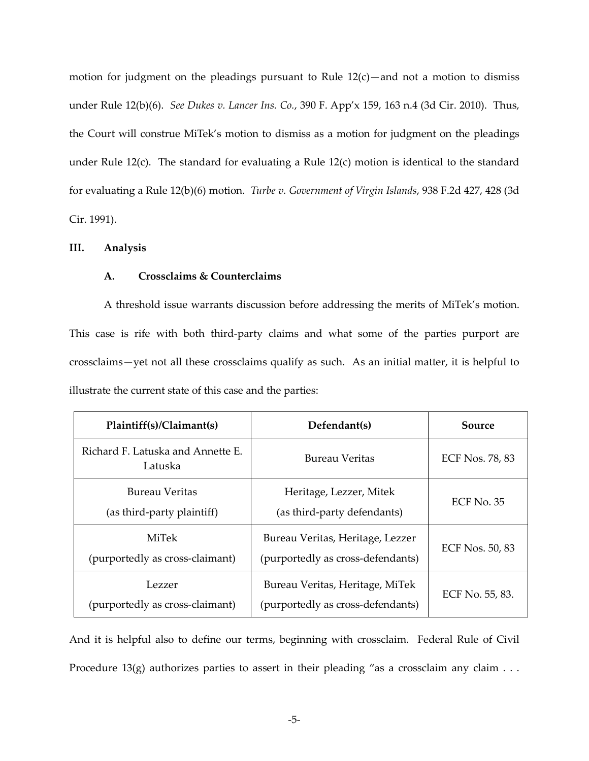motion for judgment on the pleadings pursuant to Rule 12(c)—and not a motion to dismiss under Rule 12(b)(6). *See Dukes v. Lancer Ins. Co.*, 390 F. App'x 159, 163 n.4 (3d Cir. 2010). Thus, the Court will construe MiTek's motion to dismiss as a motion for judgment on the pleadings under Rule 12(c). The standard for evaluating a Rule 12(c) motion is identical to the standard for evaluating a Rule 12(b)(6) motion. *Turbe v. Government of Virgin Islands*, 938 F.2d 427, 428 (3d Cir. 1991).

## III. Analysis

### A. Crossclaims & Counterclaims

A threshold issue warrants discussion before addressing the merits of MiTek's motion. This case is rife with both third-party claims and what some of the parties purport are crossclaims—yet not all these crossclaims qualify as such. As an initial matter, it is helpful to illustrate the current state of this case and the parties:

| Plaintiff(s)/Claimant(s) | Defendant(s) | Source |
|---|---|---|
| Richard F. Latuska and Annette E. Latuska | Bureau Veritas | ECF Nos. 78, 83 |
| Bureau Veritas (as third-party plaintiff) | Heritage, Lezzer, Mitek (as third-party defendants) | ECF No. 35 |
| MiTek (purportedly as cross-claimant) | Bureau Veritas, Heritage, Lezzer (purportedly as cross-defendants) | ECF Nos. 50, 83 |
| Lezzer (purportedly as cross-claimant) | Bureau Veritas, Heritage, MiTek (purportedly as cross-defendants) | ECF No. 55, 83. |

And it is helpful also to define our terms, beginning with crossclaim. Federal Rule of Civil Procedure 13(g) authorizes parties to assert in their pleading "as a crossclaim any claim . . .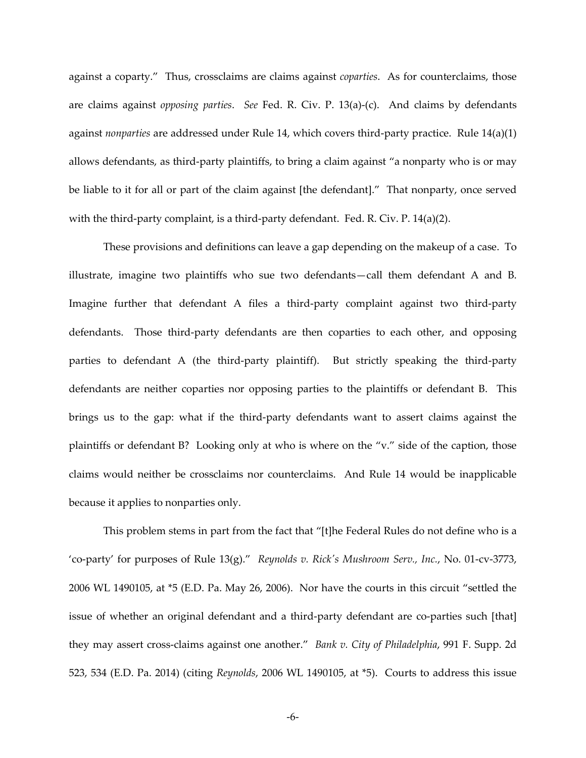against a coparty." Thus, crossclaims are claims against *coparties*. As for counterclaims, those are claims against *opposing parties*. *See* Fed. R. Civ. P. 13(a)-(c). And claims by defendants against *nonparties* are addressed under Rule 14, which covers third-party practice. Rule 14(a)(1) allows defendants, as third-party plaintiffs, to bring a claim against "a nonparty who is or may be liable to it for all or part of the claim against [the defendant]." That nonparty, once served with the third-party complaint, is a third-party defendant. Fed. R. Civ. P. 14(a)(2).

These provisions and definitions can leave a gap depending on the makeup of a case. To illustrate, imagine two plaintiffs who sue two defendants—call them defendant A and B. Imagine further that defendant A files a third-party complaint against two third-party defendants. Those third-party defendants are then coparties to each other, and opposing parties to defendant A (the third-party plaintiff). But strictly speaking the third-party defendants are neither coparties nor opposing parties to the plaintiffs or defendant B. This brings us to the gap: what if the third-party defendants want to assert claims against the plaintiffs or defendant B? Looking only at who is where on the "v." side of the caption, those claims would neither be crossclaims nor counterclaims. And Rule 14 would be inapplicable because it applies to nonparties only.

This problem stems in part from the fact that "[t]he Federal Rules do not define who is a 'co-party' for purposes of Rule 13(g)." *Reynolds v. Rick's Mushroom Serv., Inc.*, No. 01-cv-3773, 2006 WL 1490105, at *5 (E.D. Pa. May 26, 2006). Nor have the courts in this circuit "settled the issue of whether an original defendant and a third-party defendant are co-parties such [that] they may assert cross-claims against one another." *Bank v. City of Philadelphia*, 991 F. Supp. 2d 523, 534 (E.D. Pa. 2014) (citing *Reynolds*, 2006 WL 1490105, at *5). Courts to address this issue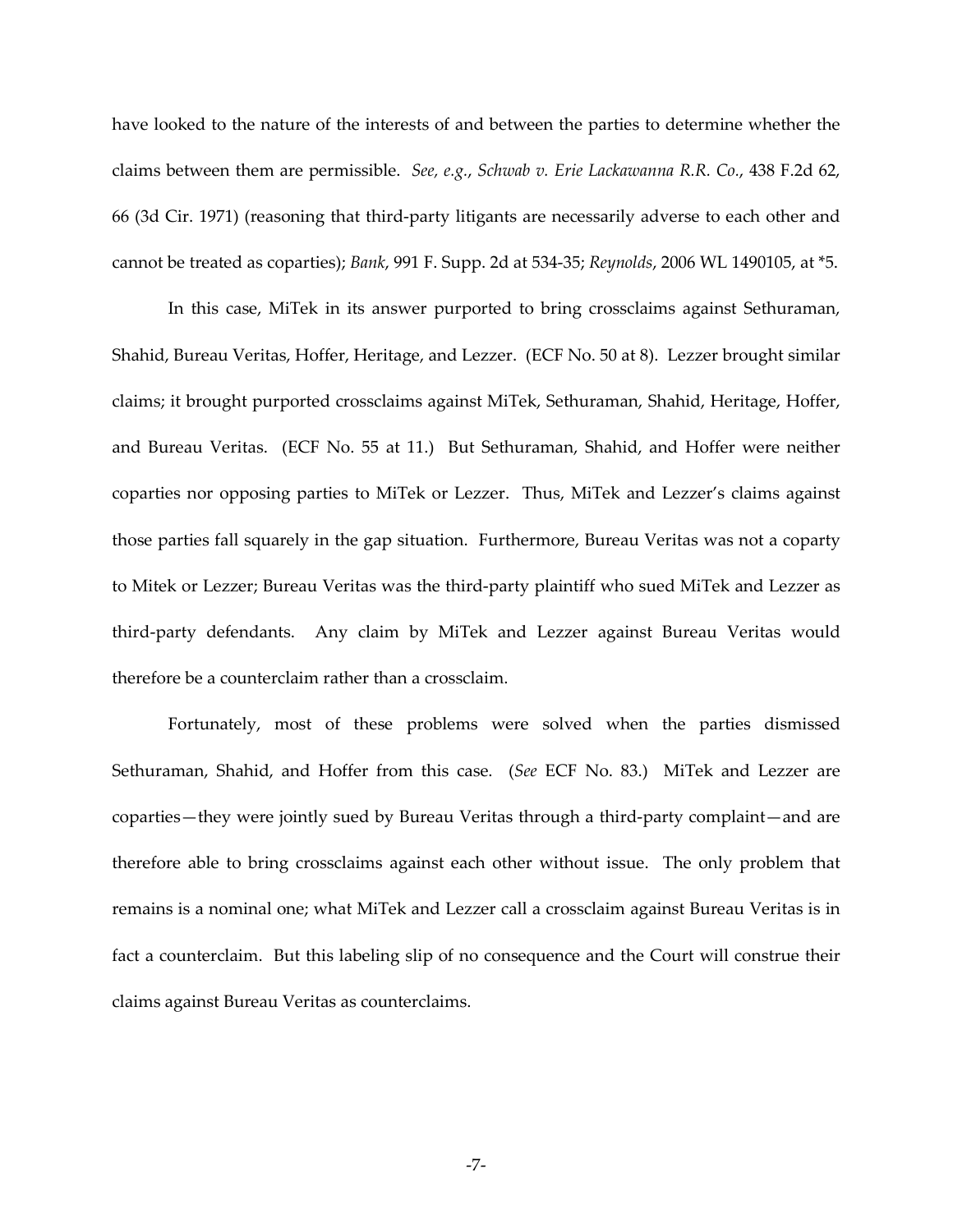have looked to the nature of the interests of and between the parties to determine whether the claims between them are permissible. *See, e.g.*, *Schwab v. Erie Lackawanna R.R. Co.*, 438 F.2d 62, 66 (3d Cir. 1971) (reasoning that third-party litigants are necessarily adverse to each other and cannot be treated as coparties); *Bank*, 991 F. Supp. 2d at 534-35; *Reynolds*, 2006 WL 1490105, at *5.

In this case, MiTek in its answer purported to bring crossclaims against Sethuraman, Shahid, Bureau Veritas, Hoffer, Heritage, and Lezzer. (ECF No. 50 at 8). Lezzer brought similar claims; it brought purported crossclaims against MiTek, Sethuraman, Shahid, Heritage, Hoffer, and Bureau Veritas. (ECF No. 55 at 11.) But Sethuraman, Shahid, and Hoffer were neither coparties nor opposing parties to MiTek or Lezzer. Thus, MiTek and Lezzer's claims against those parties fall squarely in the gap situation. Furthermore, Bureau Veritas was not a coparty to Mitek or Lezzer; Bureau Veritas was the third-party plaintiff who sued MiTek and Lezzer as third-party defendants. Any claim by MiTek and Lezzer against Bureau Veritas would therefore be a counterclaim rather than a crossclaim.

Fortunately, most of these problems were solved when the parties dismissed Sethuraman, Shahid, and Hoffer from this case. (*See* ECF No. 83.) MiTek and Lezzer are coparties—they were jointly sued by Bureau Veritas through a third-party complaint—and are therefore able to bring crossclaims against each other without issue. The only problem that remains is a nominal one; what MiTek and Lezzer call a crossclaim against Bureau Veritas is in fact a counterclaim. But this labeling slip of no consequence and the Court will construe their claims against Bureau Veritas as counterclaims.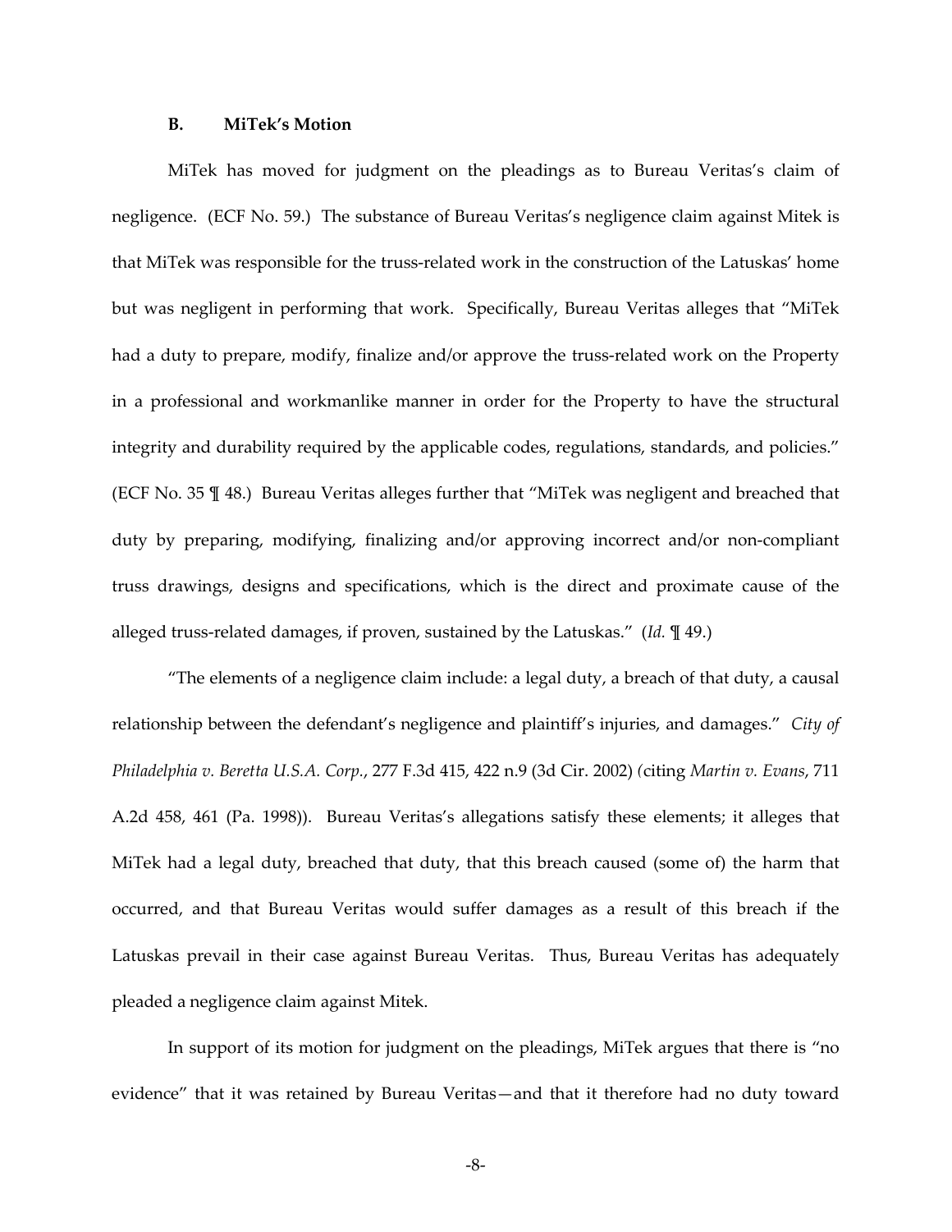### B. MiTek's Motion

MiTek has moved for judgment on the pleadings as to Bureau Veritas's claim of negligence. (ECF No. 59.) The substance of Bureau Veritas's negligence claim against Mitek is that MiTek was responsible for the truss-related work in the construction of the Latuskas' home but was negligent in performing that work. Specifically, Bureau Veritas alleges that "MiTek had a duty to prepare, modify, finalize and/or approve the truss-related work on the Property in a professional and workmanlike manner in order for the Property to have the structural integrity and durability required by the applicable codes, regulations, standards, and policies." (ECF No. 35 ¶ 48.) Bureau Veritas alleges further that "MiTek was negligent and breached that duty by preparing, modifying, finalizing and/or approving incorrect and/or non-compliant truss drawings, designs and specifications, which is the direct and proximate cause of the alleged truss-related damages, if proven, sustained by the Latuskas." (*Id.* ¶ 49.)

"The elements of a negligence claim include: a legal duty, a breach of that duty, a causal relationship between the defendant's negligence and plaintiff's injuries, and damages." *City of Philadelphia v. Beretta U.S.A. Corp.*, 277 F.3d 415, 422 n.9 (3d Cir. 2002) (citing *Martin v. Evans*, 711 A.2d 458, 461 (Pa. 1998)). Bureau Veritas's allegations satisfy these elements; it alleges that MiTek had a legal duty, breached that duty, that this breach caused (some of) the harm that occurred, and that Bureau Veritas would suffer damages as a result of this breach if the Latuskas prevail in their case against Bureau Veritas. Thus, Bureau Veritas has adequately pleaded a negligence claim against Mitek.

In support of its motion for judgment on the pleadings, MiTek argues that there is "no evidence" that it was retained by Bureau Veritas—and that it therefore had no duty toward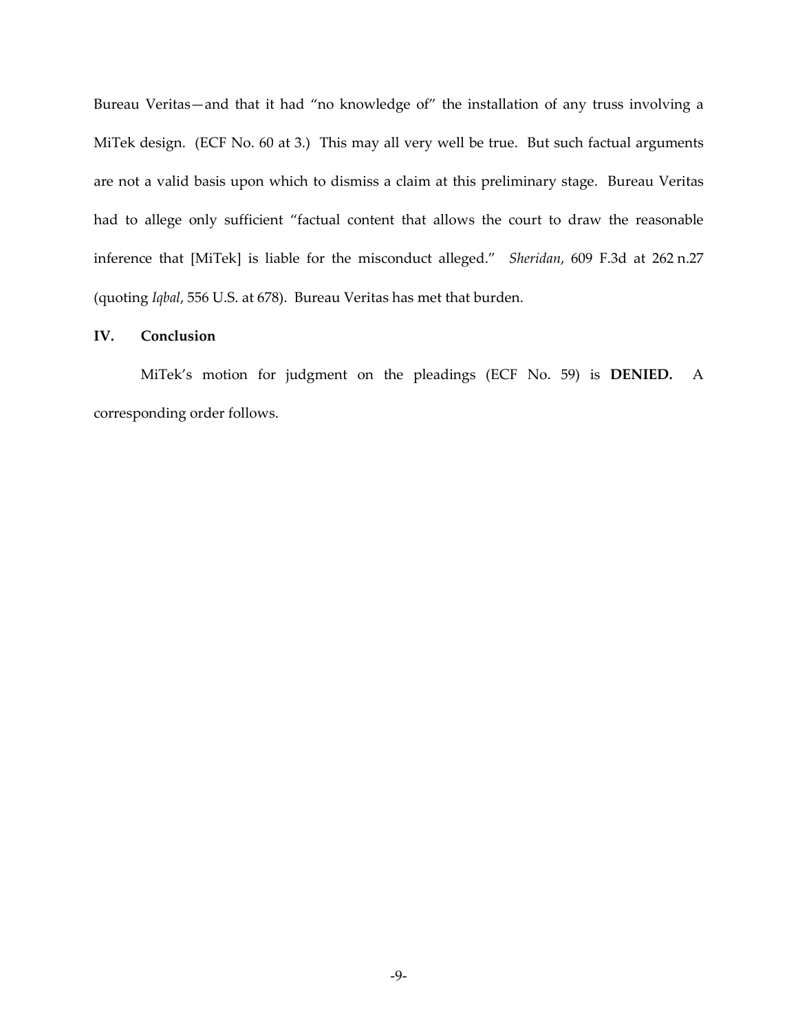Bureau Veritas—and that it had "no knowledge of" the installation of any truss involving a MiTek design. (ECF No. 60 at 3.) This may all very well be true. But such factual arguments are not a valid basis upon which to dismiss a claim at this preliminary stage. Bureau Veritas had to allege only sufficient "factual content that allows the court to draw the reasonable inference that [MiTek] is liable for the misconduct alleged." *Sheridan*, 609 F.3d at 262 n.27 (quoting *Iqbal*, 556 U.S. at 678). Bureau Veritas has met that burden.

## IV. Conclusion

MiTek's motion for judgment on the pleadings (ECF No. 59) is **DENIED.** A corresponding order follows.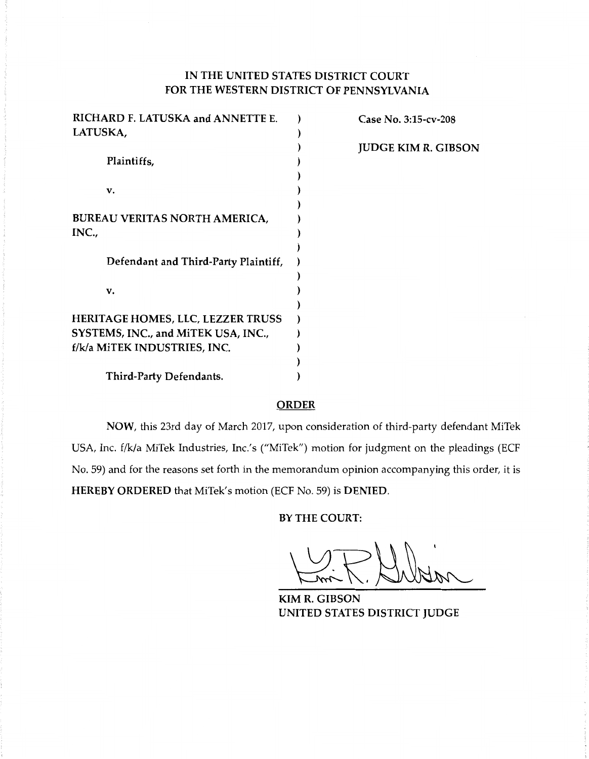# IN THE UNITED STATES DISTRICT COURT FOR THE WESTERN DISTRICT OF PENNSYLVANIA

| | | |
|---|---|---|
| RICHARD F. LATUSKA and ANNETTE E. LATUSKA, | ) | Case No. 3:15-cv-208 |
| Plaintiffs, | ) | JUDGE KIM R. GIBSON |
| v. | ) | |
| BUREAU VERITAS NORTH AMERICA, INC., | ) | |
| Defendant and Third-Party Plaintiff, | ) | |
| v. | ) | |
| HERITAGE HOMES, LLC, LEZZER TRUSS SYSTEMS, INC., and MiTEK USA, INC., f/k/a MiTEK INDUSTRIES, INC. | ) | |
| Third-Party Defendants. | ) | |

## ORDER

**NOW**, this 23rd day of March 2017, upon consideration of third-party defendant MiTek USA, Inc. f/k/a MiTek Industries, Inc.'s ("MiTek") motion for judgment on the pleadings (ECF No. 59) and for the reasons set forth in the memorandum opinion accompanying this order, it is **HEREBY ORDERED** that MiTek's motion (ECF No. 59) is **DENIED**.

**BY THE COURT:**

**KIM R. GIBSON**
**UNITED STATES DISTRICT JUDGE**